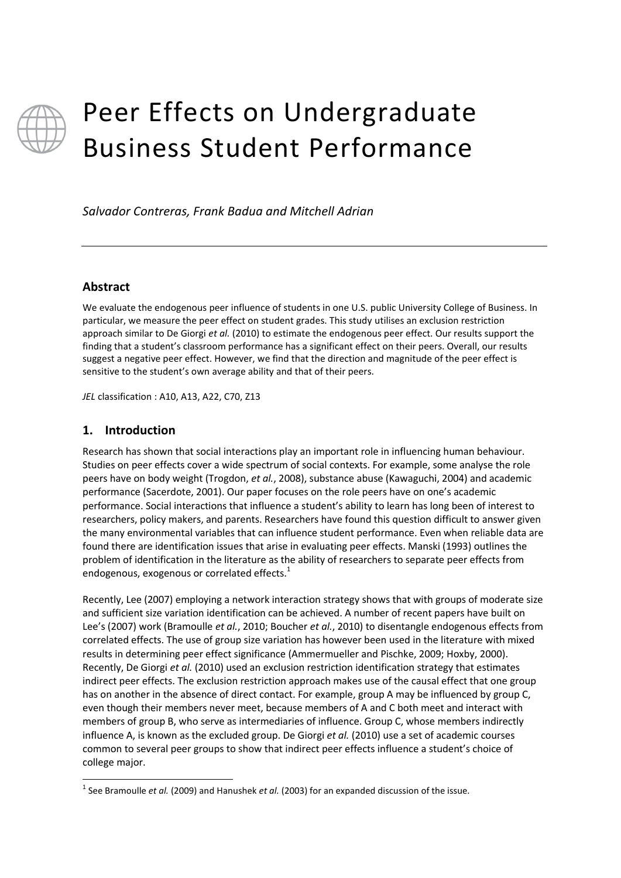# Peer Effects on Undergraduate Business Student Performance

*Salvador Contreras, Frank Badua and Mitchell Adrian*

---

## Abstract

We evaluate the endogenous peer influence of students in one U.S. public University College of Business. In particular, we measure the peer effect on student grades. This study utilises an exclusion restriction approach similar to De Giorgi *et al.* (2010) to estimate the endogenous peer effect. Our results support the finding that a student's classroom performance has a significant effect on their peers. Overall, our results suggest a negative peer effect. However, we find that the direction and magnitude of the peer effect is sensitive to the student's own average ability and that of their peers.

*JEL* classification : A10, A13, A22, C70, Z13

## 1. Introduction

Research has shown that social interactions play an important role in influencing human behaviour. Studies on peer effects cover a wide spectrum of social contexts. For example, some analyse the role peers have on body weight (Trogdon, *et al.*, 2008), substance abuse (Kawaguchi, 2004) and academic performance (Sacerdote, 2001). Our paper focuses on the role peers have on one's academic performance. Social interactions that influence a student's ability to learn has long been of interest to researchers, policy makers, and parents. Researchers have found this question difficult to answer given the many environmental variables that can influence student performance. Even when reliable data are found there are identification issues that arise in evaluating peer effects. Manski (1993) outlines the problem of identification in the literature as the ability of researchers to separate peer effects from endogenous, exogenous or correlated effects.[1]

Recently, Lee (2007) employing a network interaction strategy shows that with groups of moderate size and sufficient size variation identification can be achieved. A number of recent papers have built on Lee's (2007) work (Bramoulle *et al.*, 2010; Boucher *et al.*, 2010) to disentangle endogenous effects from correlated effects. The use of group size variation has however been used in the literature with mixed results in determining peer effect significance (Ammermueller and Pischke, 2009; Hoxby, 2000). Recently, De Giorgi *et al.* (2010) used an exclusion restriction identification strategy that estimates indirect peer effects. The exclusion restriction approach makes use of the causal effect that one group has on another in the absence of direct contact. For example, group A may be influenced by group C, even though their members never meet, because members of A and C both meet and interact with members of group B, who serve as intermediaries of influence. Group C, whose members indirectly influence A, is known as the excluded group. De Giorgi *et al.* (2010) use a set of academic courses common to several peer groups to show that indirect peer effects influence a student's choice of college major.

---

[1] See Bramoulle *et al.* (2009) and Hanushek *et al.* (2003) for an expanded discussion of the issue.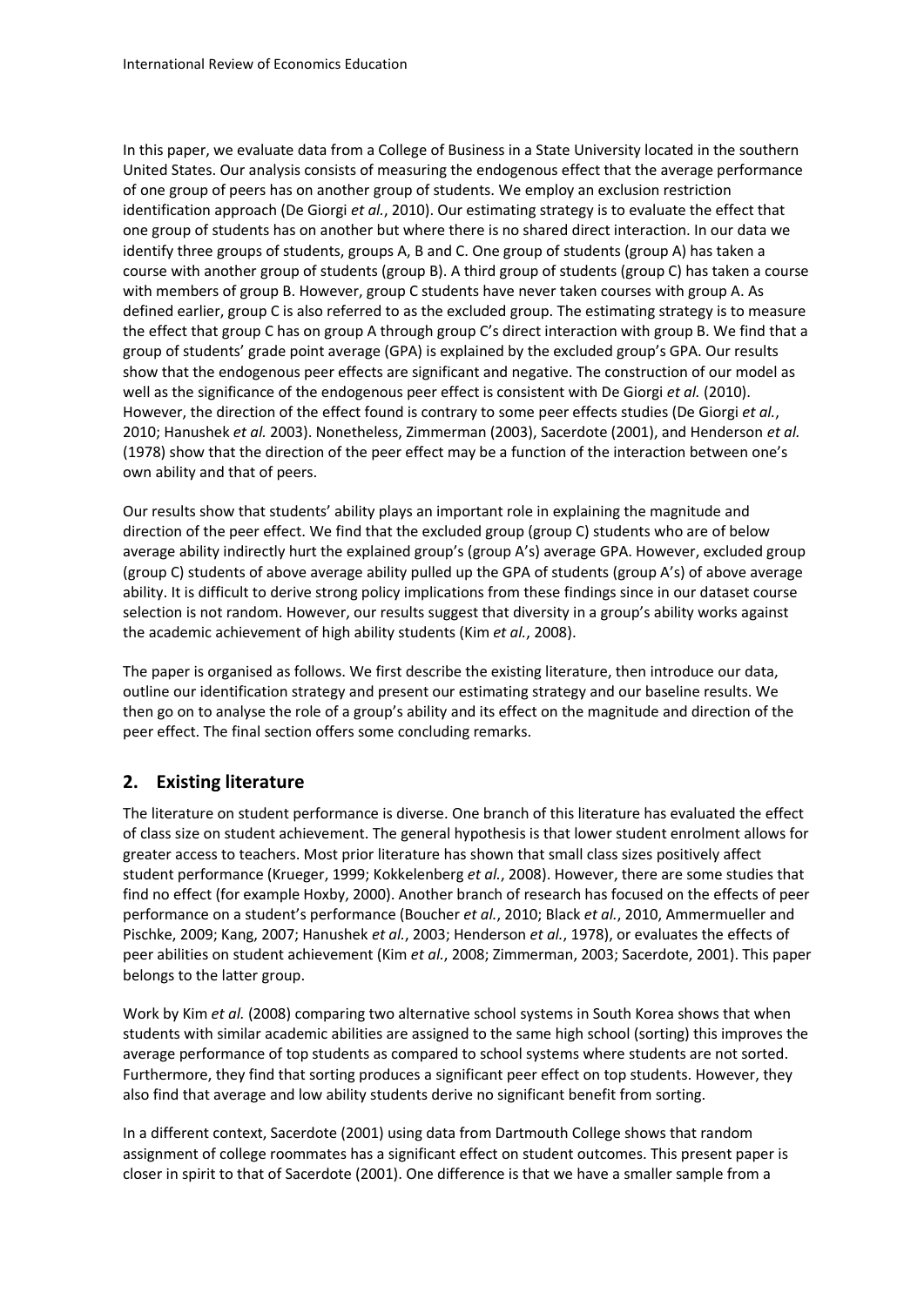In this paper, we evaluate data from a College of Business in a State University located in the southern United States. Our analysis consists of measuring the endogenous effect that the average performance of one group of peers has on another group of students. We employ an exclusion restriction identification approach (De Giorgi *et al.*, 2010). Our estimating strategy is to evaluate the effect that one group of students has on another but where there is no shared direct interaction. In our data we identify three groups of students, groups A, B and C. One group of students (group A) has taken a course with another group of students (group B). A third group of students (group C) has taken a course with members of group B. However, group C students have never taken courses with group A. As defined earlier, group C is also referred to as the excluded group. The estimating strategy is to measure the effect that group C has on group A through group C's direct interaction with group B. We find that a group of students' grade point average (GPA) is explained by the excluded group's GPA. Our results show that the endogenous peer effects are significant and negative. The construction of our model as well as the significance of the endogenous peer effect is consistent with De Giorgi *et al.* (2010). However, the direction of the effect found is contrary to some peer effects studies (De Giorgi *et al.*, 2010; Hanushek *et al.* 2003). Nonetheless, Zimmerman (2003), Sacerdote (2001), and Henderson *et al.* (1978) show that the direction of the peer effect may be a function of the interaction between one's own ability and that of peers.

Our results show that students' ability plays an important role in explaining the magnitude and direction of the peer effect. We find that the excluded group (group C) students who are of below average ability indirectly hurt the explained group's (group A's) average GPA. However, excluded group (group C) students of above average ability pulled up the GPA of students (group A's) of above average ability. It is difficult to derive strong policy implications from these findings since in our dataset course selection is not random. However, our results suggest that diversity in a group's ability works against the academic achievement of high ability students (Kim *et al.*, 2008).

The paper is organised as follows. We first describe the existing literature, then introduce our data, outline our identification strategy and present our estimating strategy and our baseline results. We then go on to analyse the role of a group's ability and its effect on the magnitude and direction of the peer effect. The final section offers some concluding remarks.

## 2. Existing literature

The literature on student performance is diverse. One branch of this literature has evaluated the effect of class size on student achievement. The general hypothesis is that lower student enrolment allows for greater access to teachers. Most prior literature has shown that small class sizes positively affect student performance (Krueger, 1999; Kokkelenberg *et al.*, 2008). However, there are some studies that find no effect (for example Hoxby, 2000). Another branch of research has focused on the effects of peer performance on a student's performance (Boucher *et al.*, 2010; Black *et al.*, 2010, Ammermueller and Pischke, 2009; Kang, 2007; Hanushek *et al.*, 2003; Henderson *et al.*, 1978), or evaluates the effects of peer abilities on student achievement (Kim *et al.*, 2008; Zimmerman, 2003; Sacerdote, 2001). This paper belongs to the latter group.

Work by Kim *et al.* (2008) comparing two alternative school systems in South Korea shows that when students with similar academic abilities are assigned to the same high school (sorting) this improves the average performance of top students as compared to school systems where students are not sorted. Furthermore, they find that sorting produces a significant peer effect on top students. However, they also find that average and low ability students derive no significant benefit from sorting.

In a different context, Sacerdote (2001) using data from Dartmouth College shows that random assignment of college roommates has a significant effect on student outcomes. This present paper is closer in spirit to that of Sacerdote (2001). One difference is that we have a smaller sample from a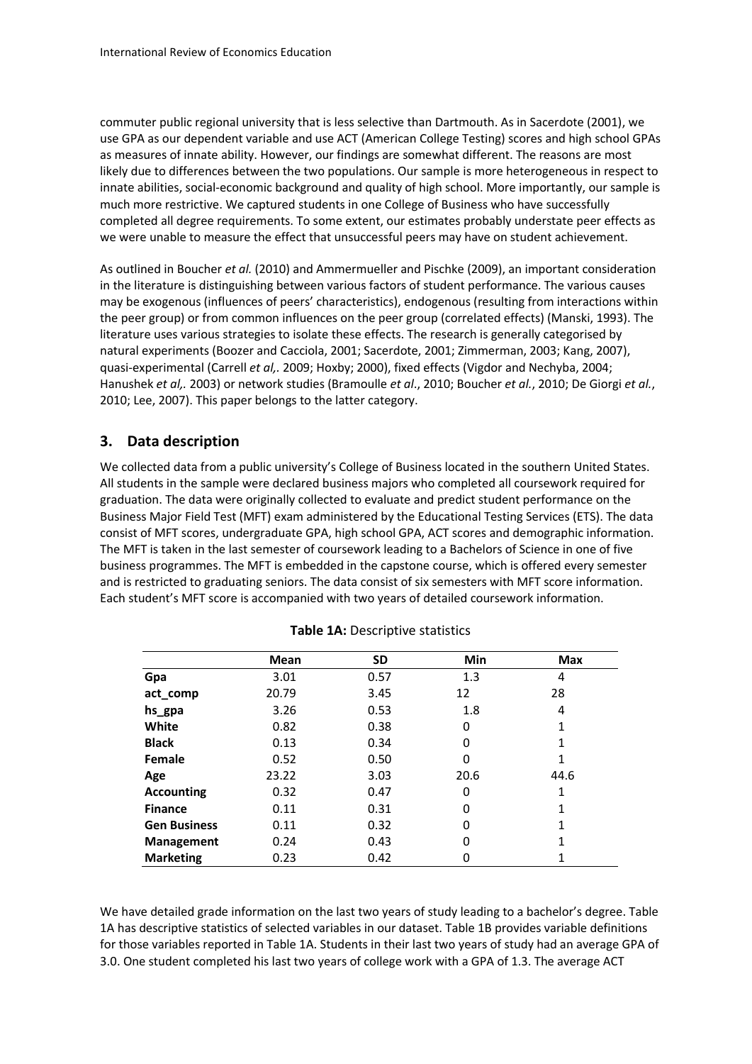commuter public regional university that is less selective than Dartmouth. As in Sacerdote (2001), we use GPA as our dependent variable and use ACT (American College Testing) scores and high school GPAs as measures of innate ability. However, our findings are somewhat different. The reasons are most likely due to differences between the two populations. Our sample is more heterogeneous in respect to innate abilities, social-economic background and quality of high school. More importantly, our sample is much more restrictive. We captured students in one College of Business who have successfully completed all degree requirements. To some extent, our estimates probably understate peer effects as we were unable to measure the effect that unsuccessful peers may have on student achievement.

As outlined in Boucher *et al.* (2010) and Ammermueller and Pischke (2009), an important consideration in the literature is distinguishing between various factors of student performance. The various causes may be exogenous (influences of peers' characteristics), endogenous (resulting from interactions within the peer group) or from common influences on the peer group (correlated effects) (Manski, 1993). The literature uses various strategies to isolate these effects. The research is generally categorised by natural experiments (Boozer and Cacciola, 2001; Sacerdote, 2001; Zimmerman, 2003; Kang, 2007), quasi-experimental (Carrell *et al,.* 2009; Hoxby; 2000), fixed effects (Vigdor and Nechyba, 2004; Hanushek *et al,.* 2003) or network studies (Bramoulle *et al*., 2010; Boucher *et al.*, 2010; De Giorgi *et al.*, 2010; Lee, 2007). This paper belongs to the latter category.

## 3. Data description

We collected data from a public university's College of Business located in the southern United States. All students in the sample were declared business majors who completed all coursework required for graduation. The data were originally collected to evaluate and predict student performance on the Business Major Field Test (MFT) exam administered by the Educational Testing Services (ETS). The data consist of MFT scores, undergraduate GPA, high school GPA, ACT scores and demographic information. The MFT is taken in the last semester of coursework leading to a Bachelors of Science in one of five business programmes. The MFT is embedded in the capstone course, which is offered every semester and is restricted to graduating seniors. The data consist of six semesters with MFT score information. Each student's MFT score is accompanied with two years of detailed coursework information.

**Table 1A:** Descriptive statistics

| | Mean | SD | Min | Max |
|---|---|---|---|---|
| **Gpa** | 3.01 | 0.57 | 1.3 | 4 |
| **act_comp** | 20.79 | 3.45 | 12 | 28 |
| **hs_gpa** | 3.26 | 0.53 | 1.8 | 4 |
| **White** | 0.82 | 0.38 | 0 | 1 |
| **Black** | 0.13 | 0.34 | 0 | 1 |
| **Female** | 0.52 | 0.50 | 0 | 1 |
| **Age** | 23.22 | 3.03 | 20.6 | 44.6 |
| **Accounting** | 0.32 | 0.47 | 0 | 1 |
| **Finance** | 0.11 | 0.31 | 0 | 1 |
| **Gen Business** | 0.11 | 0.32 | 0 | 1 |
| **Management** | 0.24 | 0.43 | 0 | 1 |
| **Marketing** | 0.23 | 0.42 | 0 | 1 |

We have detailed grade information on the last two years of study leading to a bachelor's degree. Table 1A has descriptive statistics of selected variables in our dataset. Table 1B provides variable definitions for those variables reported in Table 1A. Students in their last two years of study had an average GPA of 3.0. One student completed his last two years of college work with a GPA of 1.3. The average ACT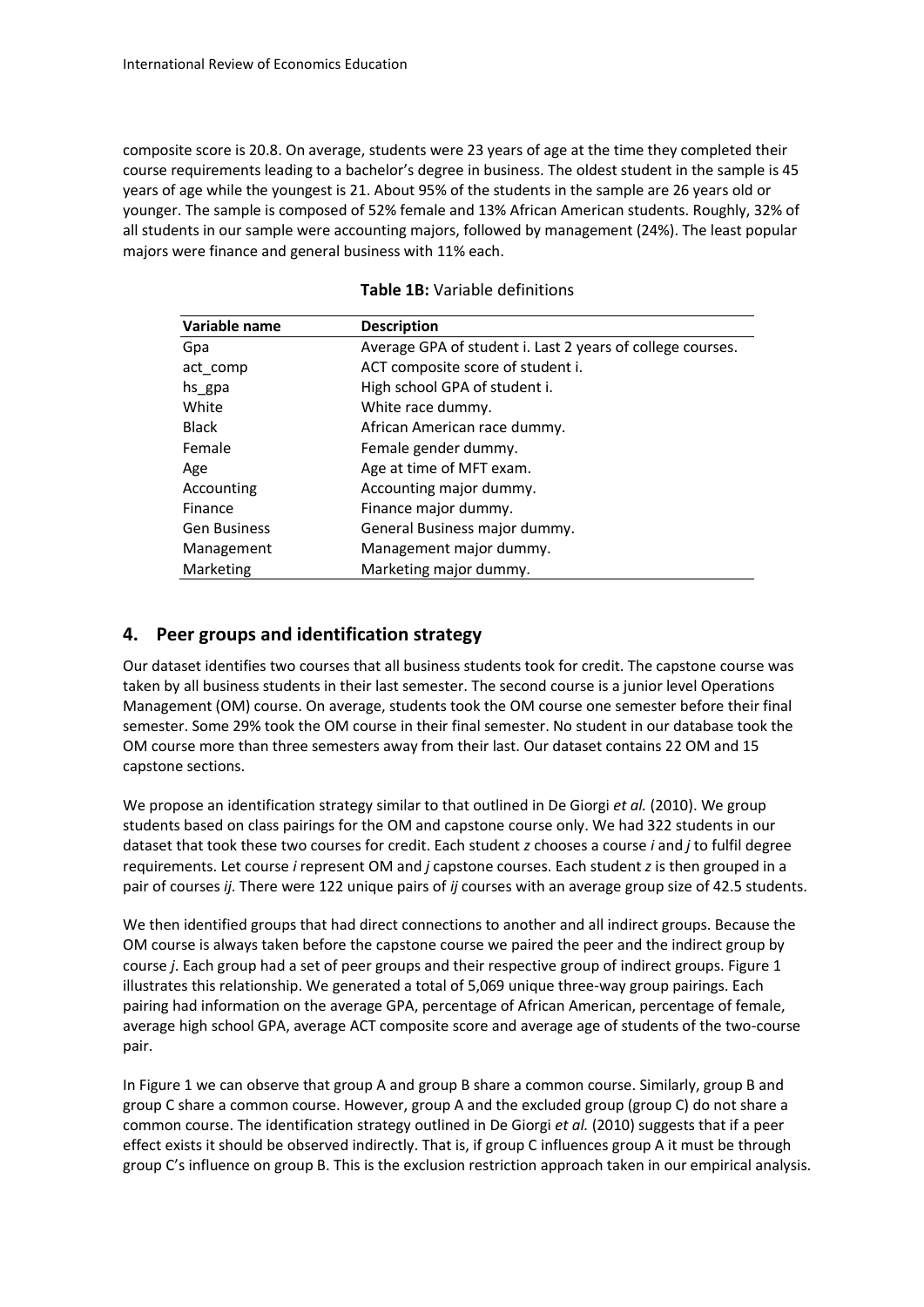composite score is 20.8. On average, students were 23 years of age at the time they completed their course requirements leading to a bachelor's degree in business. The oldest student in the sample is 45 years of age while the youngest is 21. About 95% of the students in the sample are 26 years old or younger. The sample is composed of 52% female and 13% African American students. Roughly, 32% of all students in our sample were accounting majors, followed by management (24%). The least popular majors were finance and general business with 11% each.

**Table 1B:** Variable definitions

| Variable name | Description |
|---|---|
| Gpa | Average GPA of student i. Last 2 years of college courses. |
| act_comp | ACT composite score of student i. |
| hs_gpa | High school GPA of student i. |
| White | White race dummy. |
| Black | African American race dummy. |
| Female | Female gender dummy. |
| Age | Age at time of MFT exam. |
| Accounting | Accounting major dummy. |
| Finance | Finance major dummy. |
| Gen Business | General Business major dummy. |
| Management | Management major dummy. |
| Marketing | Marketing major dummy. |

## 4. Peer groups and identification strategy

Our dataset identifies two courses that all business students took for credit. The capstone course was taken by all business students in their last semester. The second course is a junior level Operations Management (OM) course. On average, students took the OM course one semester before their final semester. Some 29% took the OM course in their final semester. No student in our database took the OM course more than three semesters away from their last. Our dataset contains 22 OM and 15 capstone sections.

We propose an identification strategy similar to that outlined in De Giorgi *et al.* (2010). We group students based on class pairings for the OM and capstone course only. We had 322 students in our dataset that took these two courses for credit. Each student *z* chooses a course *i* and *j* to fulfil degree requirements. Let course *i* represent OM and *j* capstone courses. Each student *z* is then grouped in a pair of courses *ij*. There were 122 unique pairs of *ij* courses with an average group size of 42.5 students.

We then identified groups that had direct connections to another and all indirect groups. Because the OM course is always taken before the capstone course we paired the peer and the indirect group by course *j*. Each group had a set of peer groups and their respective group of indirect groups. Figure 1 illustrates this relationship. We generated a total of 5,069 unique three-way group pairings. Each pairing had information on the average GPA, percentage of African American, percentage of female, average high school GPA, average ACT composite score and average age of students of the two-course pair.

In Figure 1 we can observe that group A and group B share a common course. Similarly, group B and group C share a common course. However, group A and the excluded group (group C) do not share a common course. The identification strategy outlined in De Giorgi *et al.* (2010) suggests that if a peer effect exists it should be observed indirectly. That is, if group C influences group A it must be through group C's influence on group B. This is the exclusion restriction approach taken in our empirical analysis.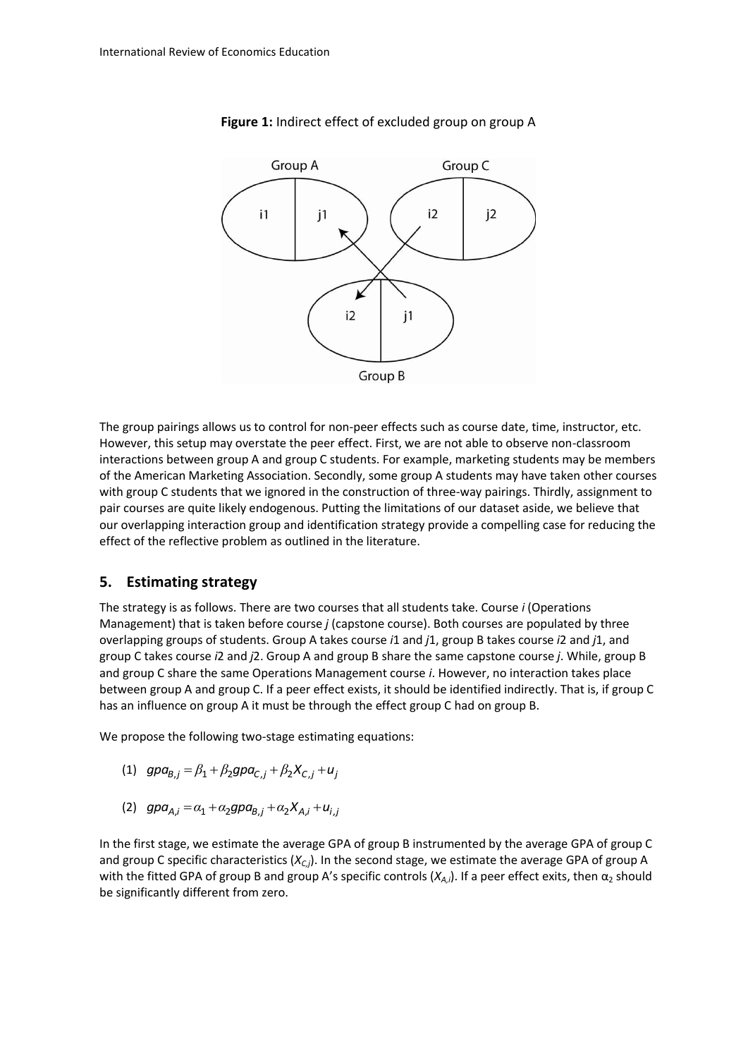**Figure 1:** Indirect effect of excluded group on group A

The group pairings allows us to control for non-peer effects such as course date, time, instructor, etc. However, this setup may overstate the peer effect. First, we are not able to observe non-classroom interactions between group A and group C students. For example, marketing students may be members of the American Marketing Association. Secondly, some group A students may have taken other courses with group C students that we ignored in the construction of three-way pairings. Thirdly, assignment to pair courses are quite likely endogenous. Putting the limitations of our dataset aside, we believe that our overlapping interaction group and identification strategy provide a compelling case for reducing the effect of the reflective problem as outlined in the literature.

## 5. Estimating strategy

The strategy is as follows. There are two courses that all students take. Course *i* (Operations Management) that is taken before course *j* (capstone course). Both courses are populated by three overlapping groups of students. Group A takes course *i*1 and *j*1, group B takes course *i*2 and *j*1, and group C takes course *i*2 and *j*2. Group A and group B share the same capstone course *j*. While, group B and group C share the same Operations Management course *i*. However, no interaction takes place between group A and group C. If a peer effect exists, it should be identified indirectly. That is, if group C has an influence on group A it must be through the effect group C had on group B.

We propose the following two-stage estimating equations:

(1) $gpa_{B,j} = \beta_1 + \beta_2 gpa_{C,j} + \beta_2 X_{C,j} + u_j$

(2) $gpa_{A,i} = \alpha_1 + \alpha_2 gpa_{B,j} + \alpha_2 X_{A,i} + u_{i,j}$

In the first stage, we estimate the average GPA of group B instrumented by the average GPA of group C and group C specific characteristics ($X_{C,j}$). In the second stage, we estimate the average GPA of group A with the fitted GPA of group B and group A's specific controls ($X_{A,i}$). If a peer effect exits, then $\alpha_2$ should be significantly different from zero.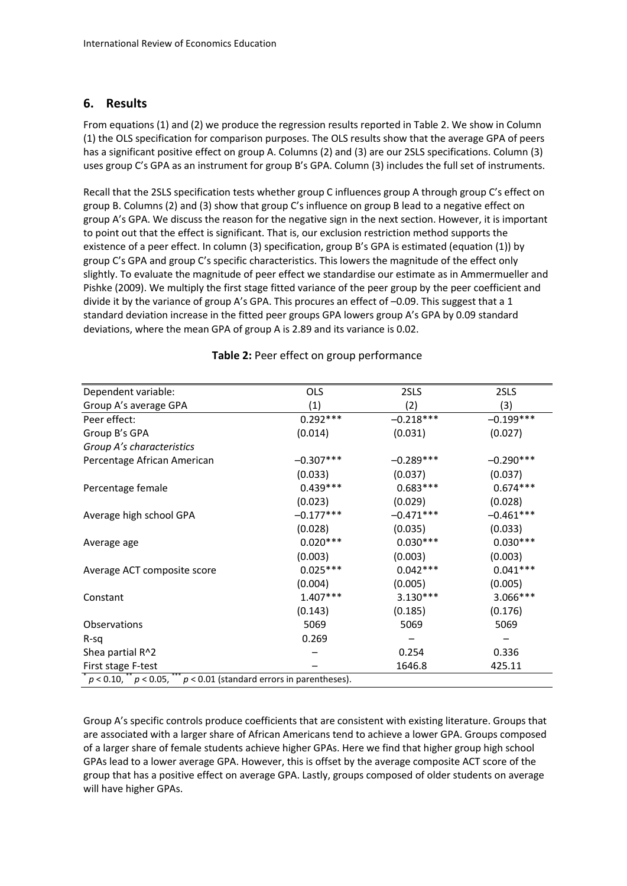## 6. Results

From equations (1) and (2) we produce the regression results reported in Table 2. We show in Column (1) the OLS specification for comparison purposes. The OLS results show that the average GPA of peers has a significant positive effect on group A. Columns (2) and (3) are our 2SLS specifications. Column (3) uses group C's GPA as an instrument for group B's GPA. Column (3) includes the full set of instruments.

Recall that the 2SLS specification tests whether group C influences group A through group C's effect on group B. Columns (2) and (3) show that group C's influence on group B lead to a negative effect on group A's GPA. We discuss the reason for the negative sign in the next section. However, it is important to point out that the effect is significant. That is, our exclusion restriction method supports the existence of a peer effect. In column (3) specification, group B's GPA is estimated (equation (1)) by group C's GPA and group C's specific characteristics. This lowers the magnitude of the effect only slightly. To evaluate the magnitude of peer effect we standardise our estimate as in Ammermueller and Pishke (2009). We multiply the first stage fitted variance of the peer group by the peer coefficient and divide it by the variance of group A's GPA. This procures an effect of –0.09. This suggest that a 1 standard deviation increase in the fitted peer groups GPA lowers group A's GPA by 0.09 standard deviations, where the mean GPA of group A is 2.89 and its variance is 0.02.

**Table 2:** Peer effect on group performance

| Dependent variable: | OLS | 2SLS | 2SLS |
|---|---|---|---|
| Group A's average GPA | (1) | (2) | (3) |
| Peer effect: | 0.292*** | –0.218*** | –0.199*** |
| Group B's GPA | (0.014) | (0.031) | (0.027) |
| *Group A's characteristics* | | | |
| Percentage African American | –0.307*** | –0.289*** | –0.290*** |
| | (0.033) | (0.037) | (0.037) |
| Percentage female | 0.439*** | 0.683*** | 0.674*** |
| | (0.023) | (0.029) | (0.028) |
| Average high school GPA | –0.177*** | –0.471*** | –0.461*** |
| | (0.028) | (0.035) | (0.033) |
| Average age | 0.020*** | 0.030*** | 0.030*** |
| | (0.003) | (0.003) | (0.003) |
| Average ACT composite score | 0.025*** | 0.042*** | 0.041*** |
| | (0.004) | (0.005) | (0.005) |
| Constant | 1.407*** | 3.130*** | 3.066*** |
| | (0.143) | (0.185) | (0.176) |
| Observations | 5069 | 5069 | 5069 |
| R-sq | 0.269 | – | – |
| Shea partial R^2 | – | 0.254 | 0.336 |
| First stage F-test | – | 1646.8 | 425.11 |

\* $p < 0.10$, \*\* $p < 0.05$, \*\*\* $p < 0.01$ (standard errors in parentheses).

Group A's specific controls produce coefficients that are consistent with existing literature. Groups that are associated with a larger share of African Americans tend to achieve a lower GPA. Groups composed of a larger share of female students achieve higher GPAs. Here we find that higher group high school GPAs lead to a lower average GPA. However, this is offset by the average composite ACT score of the group that has a positive effect on average GPA. Lastly, groups composed of older students on average will have higher GPAs.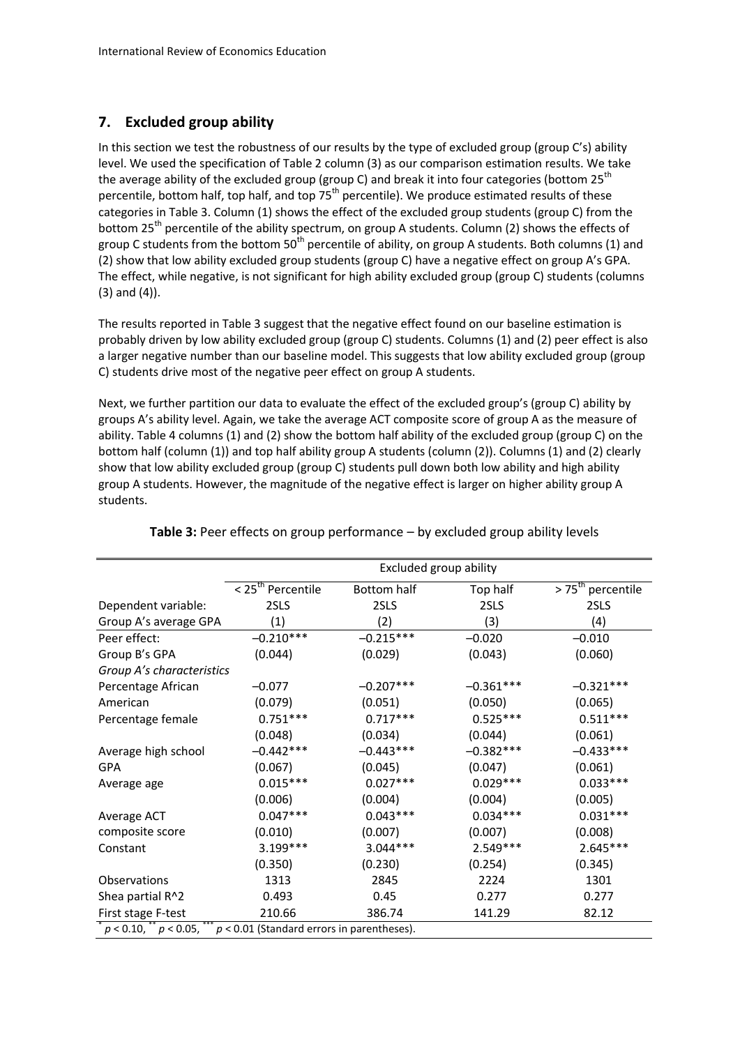## 7. Excluded group ability

In this section we test the robustness of our results by the type of excluded group (group C's) ability level. We used the specification of Table 2 column (3) as our comparison estimation results. We take the average ability of the excluded group (group C) and break it into four categories (bottom 25$^{th}$ percentile, bottom half, top half, and top 75$^{th}$ percentile). We produce estimated results of these categories in Table 3. Column (1) shows the effect of the excluded group students (group C) from the bottom 25$^{th}$ percentile of the ability spectrum, on group A students. Column (2) shows the effects of group C students from the bottom 50$^{th}$ percentile of ability, on group A students. Both columns (1) and (2) show that low ability excluded group students (group C) have a negative effect on group A's GPA. The effect, while negative, is not significant for high ability excluded group (group C) students (columns (3) and (4)).

The results reported in Table 3 suggest that the negative effect found on our baseline estimation is probably driven by low ability excluded group (group C) students. Columns (1) and (2) peer effect is also a larger negative number than our baseline model. This suggests that low ability excluded group (group C) students drive most of the negative peer effect on group A students.

Next, we further partition our data to evaluate the effect of the excluded group's (group C) ability by groups A's ability level. Again, we take the average ACT composite score of group A as the measure of ability. Table 4 columns (1) and (2) show the bottom half ability of the excluded group (group C) on the bottom half (column (1)) and top half ability group A students (column (2)). Columns (1) and (2) clearly show that low ability excluded group (group C) students pull down both low ability and high ability group A students. However, the magnitude of the negative effect is larger on higher ability group A students.

**Table 3:** Peer effects on group performance – by excluded group ability levels

| | Excluded group ability | | | |
|---|---|---|---|---|
| | < 25$^{th}$ Percentile | Bottom half | Top half | > 75$^{th}$ percentile |
| Dependent variable: | 2SLS | 2SLS | 2SLS | 2SLS |
| Group A's average GPA | (1) | (2) | (3) | (4) |
| Peer effect: | –0.210*** | –0.215*** | –0.020 | –0.010 |
| Group B's GPA | (0.044) | (0.029) | (0.043) | (0.060) |
| *Group A's characteristics* | | | | |
| Percentage African | –0.077 | –0.207*** | –0.361*** | –0.321*** |
| American | (0.079) | (0.051) | (0.050) | (0.065) |
| Percentage female | 0.751*** | 0.717*** | 0.525*** | 0.511*** |
| | (0.048) | (0.034) | (0.044) | (0.061) |
| Average high school | –0.442*** | –0.443*** | –0.382*** | –0.433*** |
| GPA | (0.067) | (0.045) | (0.047) | (0.061) |
| Average age | 0.015*** | 0.027*** | 0.029*** | 0.033*** |
| | (0.006) | (0.004) | (0.004) | (0.005) |
| Average ACT | 0.047*** | 0.043*** | 0.034*** | 0.031*** |
| composite score | (0.010) | (0.007) | (0.007) | (0.008) |
| Constant | 3.199*** | 3.044*** | 2.549*** | 2.645*** |
| | (0.350) | (0.230) | (0.254) | (0.345) |
| Observations | 1313 | 2845 | 2224 | 1301 |
| Shea partial R^2 | 0.493 | 0.45 | 0.277 | 0.277 |
| First stage F-test | 210.66 | 386.74 | 141.29 | 82.12 |

* $p < 0.10$, ** $p < 0.05$, *** $p < 0.01$ (Standard errors in parentheses).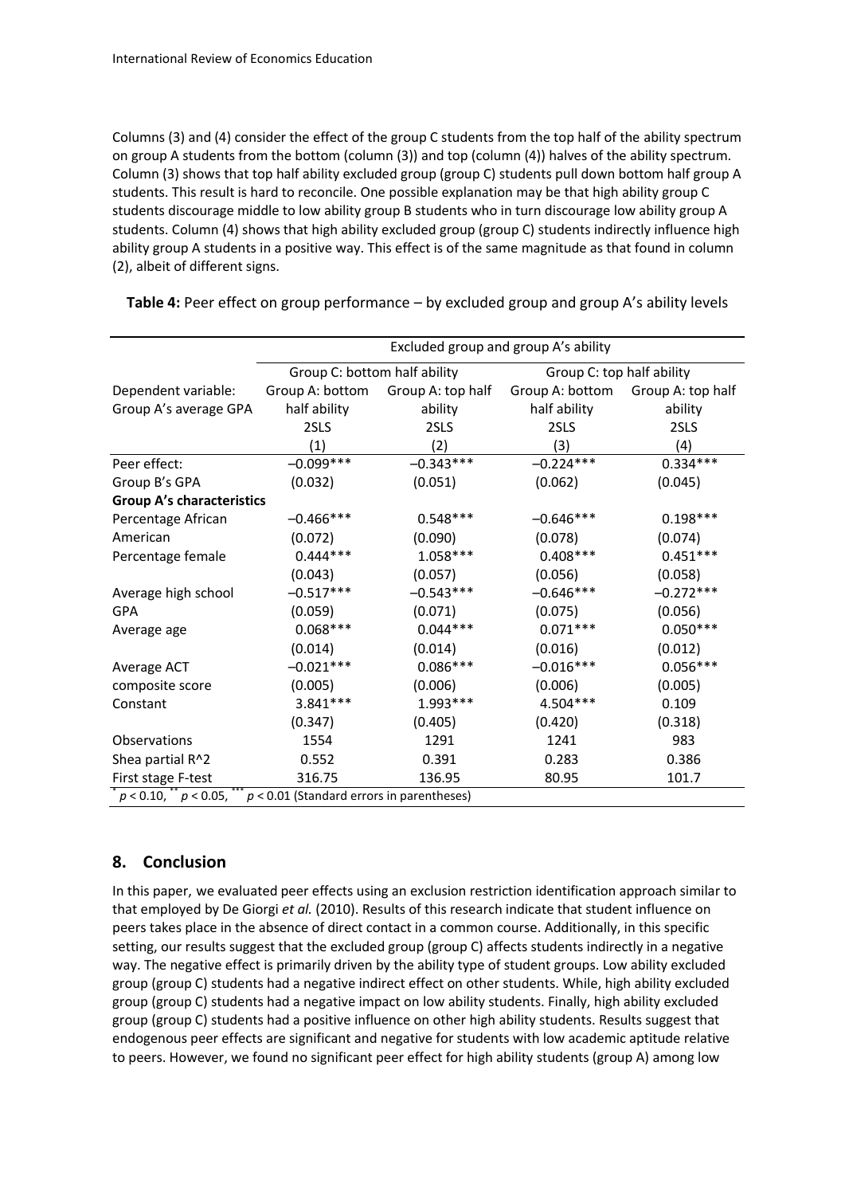Columns (3) and (4) consider the effect of the group C students from the top half of the ability spectrum on group A students from the bottom (column (3)) and top (column (4)) halves of the ability spectrum. Column (3) shows that top half ability excluded group (group C) students pull down bottom half group A students. This result is hard to reconcile. One possible explanation may be that high ability group C students discourage middle to low ability group B students who in turn discourage low ability group A students. Column (4) shows that high ability excluded group (group C) students indirectly influence high ability group A students in a positive way. This effect is of the same magnitude as that found in column (2), albeit of different signs.

**Table 4:** Peer effect on group performance – by excluded group and group A's ability levels

| | Excluded group and group A's ability | | | |
|---|---|---|---|---|
| | Group C: bottom half ability | | Group C: top half ability | |
| Dependent variable: Group A's average GPA | Group A: bottom half ability | Group A: top half ability | Group A: bottom half ability | Group A: top half ability |
| | 2SLS | 2SLS | 2SLS | 2SLS |
| | (1) | (2) | (3) | (4) |
| Peer effect: Group B's GPA | −0.099*** | −0.343*** | −0.224*** | 0.334*** |
| | (0.032) | (0.051) | (0.062) | (0.045) |
| **Group A's characteristics** | | | | |
| Percentage African American | −0.466*** | 0.548*** | −0.646*** | 0.198*** |
| | (0.072) | (0.090) | (0.078) | (0.074) |
| Percentage female | 0.444*** | 1.058*** | 0.408*** | 0.451*** |
| | (0.043) | (0.057) | (0.056) | (0.058) |
| Average high school GPA | −0.517*** | −0.543*** | −0.646*** | −0.272*** |
| | (0.059) | (0.071) | (0.075) | (0.056) |
| Average age | 0.068*** | 0.044*** | 0.071*** | 0.050*** |
| | (0.014) | (0.014) | (0.016) | (0.012) |
| Average ACT composite score | −0.021*** | 0.086*** | −0.016*** | 0.056*** |
| | (0.005) | (0.006) | (0.006) | (0.005) |
| Constant | 3.841*** | 1.993*** | 4.504*** | 0.109 |
| | (0.347) | (0.405) | (0.420) | (0.318) |
| Observations | 1554 | 1291 | 1241 | 983 |
| Shea partial R^2 | 0.552 | 0.391 | 0.283 | 0.386 |
| First stage F-test | 316.75 | 136.95 | 80.95 | 101.7 |

\* $p < 0.10$, \*\* $p < 0.05$, \*\*\* $p < 0.01$ (Standard errors in parentheses)

## 8. Conclusion

In this paper, we evaluated peer effects using an exclusion restriction identification approach similar to that employed by De Giorgi *et al.* (2010). Results of this research indicate that student influence on peers takes place in the absence of direct contact in a common course. Additionally, in this specific setting, our results suggest that the excluded group (group C) affects students indirectly in a negative way. The negative effect is primarily driven by the ability type of student groups. Low ability excluded group (group C) students had a negative indirect effect on other students. While, high ability excluded group (group C) students had a negative impact on low ability students. Finally, high ability excluded group (group C) students had a positive influence on other high ability students. Results suggest that endogenous peer effects are significant and negative for students with low academic aptitude relative to peers. However, we found no significant peer effect for high ability students (group A) among low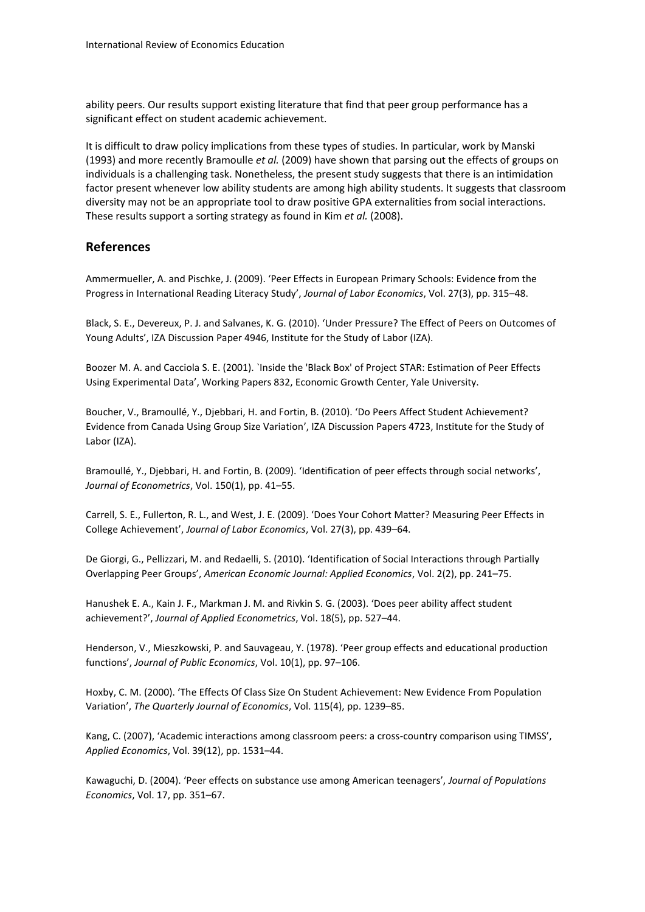ability peers. Our results support existing literature that find that peer group performance has a significant effect on student academic achievement.

It is difficult to draw policy implications from these types of studies. In particular, work by Manski (1993) and more recently Bramoulle *et al.* (2009) have shown that parsing out the effects of groups on individuals is a challenging task. Nonetheless, the present study suggests that there is an intimidation factor present whenever low ability students are among high ability students. It suggests that classroom diversity may not be an appropriate tool to draw positive GPA externalities from social interactions. These results support a sorting strategy as found in Kim *et al.* (2008).

## References

Ammermueller, A. and Pischke, J. (2009). 'Peer Effects in European Primary Schools: Evidence from the Progress in International Reading Literacy Study', *Journal of Labor Economics*, Vol. 27(3), pp. 315–48.

Black, S. E., Devereux, P. J. and Salvanes, K. G. (2010). 'Under Pressure? The Effect of Peers on Outcomes of Young Adults', IZA Discussion Paper 4946, Institute for the Study of Labor (IZA).

Boozer M. A. and Cacciola S. E. (2001). `Inside the 'Black Box' of Project STAR: Estimation of Peer Effects Using Experimental Data', Working Papers 832, Economic Growth Center, Yale University.

Boucher, V., Bramoullé, Y., Djebbari, H. and Fortin, B. (2010). 'Do Peers Affect Student Achievement? Evidence from Canada Using Group Size Variation', IZA Discussion Papers 4723, Institute for the Study of Labor (IZA).

Bramoullé, Y., Djebbari, H. and Fortin, B. (2009). 'Identification of peer effects through social networks', *Journal of Econometrics*, Vol. 150(1), pp. 41–55.

Carrell, S. E., Fullerton, R. L., and West, J. E. (2009). 'Does Your Cohort Matter? Measuring Peer Effects in College Achievement', *Journal of Labor Economics*, Vol. 27(3), pp. 439–64.

De Giorgi, G., Pellizzari, M. and Redaelli, S. (2010). 'Identification of Social Interactions through Partially Overlapping Peer Groups', *American Economic Journal: Applied Economics*, Vol. 2(2), pp. 241–75.

Hanushek E. A., Kain J. F., Markman J. M. and Rivkin S. G. (2003). 'Does peer ability affect student achievement?', *Journal of Applied Econometrics*, Vol. 18(5), pp. 527–44.

Henderson, V., Mieszkowski, P. and Sauvageau, Y. (1978). 'Peer group effects and educational production functions', *Journal of Public Economics*, Vol. 10(1), pp. 97–106.

Hoxby, C. M. (2000). 'The Effects Of Class Size On Student Achievement: New Evidence From Population Variation', *The Quarterly Journal of Economics*, Vol. 115(4), pp. 1239–85.

Kang, C. (2007), 'Academic interactions among classroom peers: a cross-country comparison using TIMSS', *Applied Economics*, Vol. 39(12), pp. 1531–44.

Kawaguchi, D. (2004). 'Peer effects on substance use among American teenagers', *Journal of Populations Economics*, Vol. 17, pp. 351–67.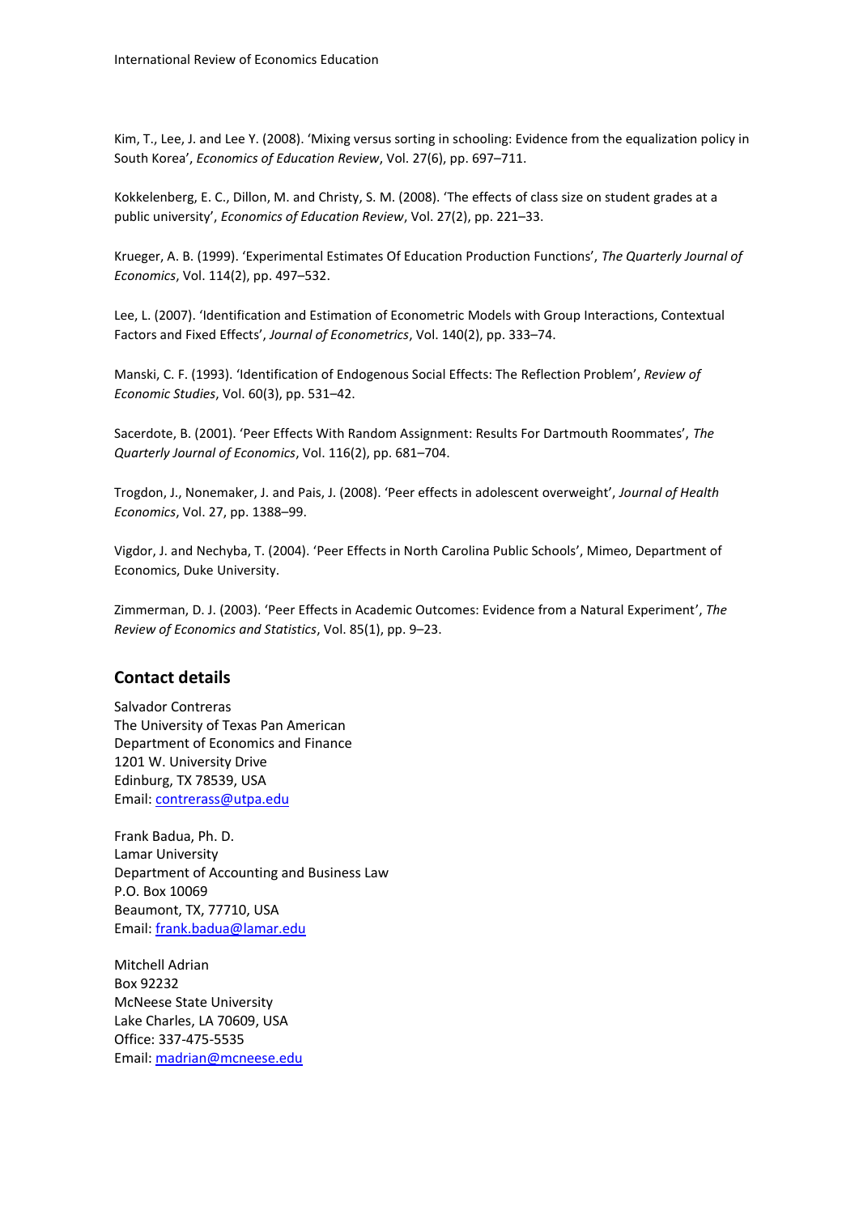Kim, T., Lee, J. and Lee Y. (2008). 'Mixing versus sorting in schooling: Evidence from the equalization policy in South Korea', *Economics of Education Review*, Vol. 27(6), pp. 697–711.

Kokkelenberg, E. C., Dillon, M. and Christy, S. M. (2008). 'The effects of class size on student grades at a public university', *Economics of Education Review*, Vol. 27(2), pp. 221–33.

Krueger, A. B. (1999). 'Experimental Estimates Of Education Production Functions', *The Quarterly Journal of Economics*, Vol. 114(2), pp. 497–532.

Lee, L. (2007). 'Identification and Estimation of Econometric Models with Group Interactions, Contextual Factors and Fixed Effects', *Journal of Econometrics*, Vol. 140(2), pp. 333–74.

Manski, C. F. (1993). 'Identification of Endogenous Social Effects: The Reflection Problem', *Review of Economic Studies*, Vol. 60(3), pp. 531–42.

Sacerdote, B. (2001). 'Peer Effects With Random Assignment: Results For Dartmouth Roommates', *The Quarterly Journal of Economics*, Vol. 116(2), pp. 681–704.

Trogdon, J., Nonemaker, J. and Pais, J. (2008). 'Peer effects in adolescent overweight', *Journal of Health Economics*, Vol. 27, pp. 1388–99.

Vigdor, J. and Nechyba, T. (2004). 'Peer Effects in North Carolina Public Schools', Mimeo, Department of Economics, Duke University.

Zimmerman, D. J. (2003). 'Peer Effects in Academic Outcomes: Evidence from a Natural Experiment', *The Review of Economics and Statistics*, Vol. 85(1), pp. 9–23.

## Contact details

Salvador Contreras
The University of Texas Pan American
Department of Economics and Finance
1201 W. University Drive
Edinburg, TX 78539, USA
Email: contrerass@utpa.edu

Frank Badua, Ph. D.
Lamar University
Department of Accounting and Business Law
P.O. Box 10069
Beaumont, TX, 77710, USA
Email: frank.badua@lamar.edu

Mitchell Adrian
Box 92232
McNeese State University
Lake Charles, LA 70609, USA
Office: 337-475-5535
Email: madrian@mcneese.edu